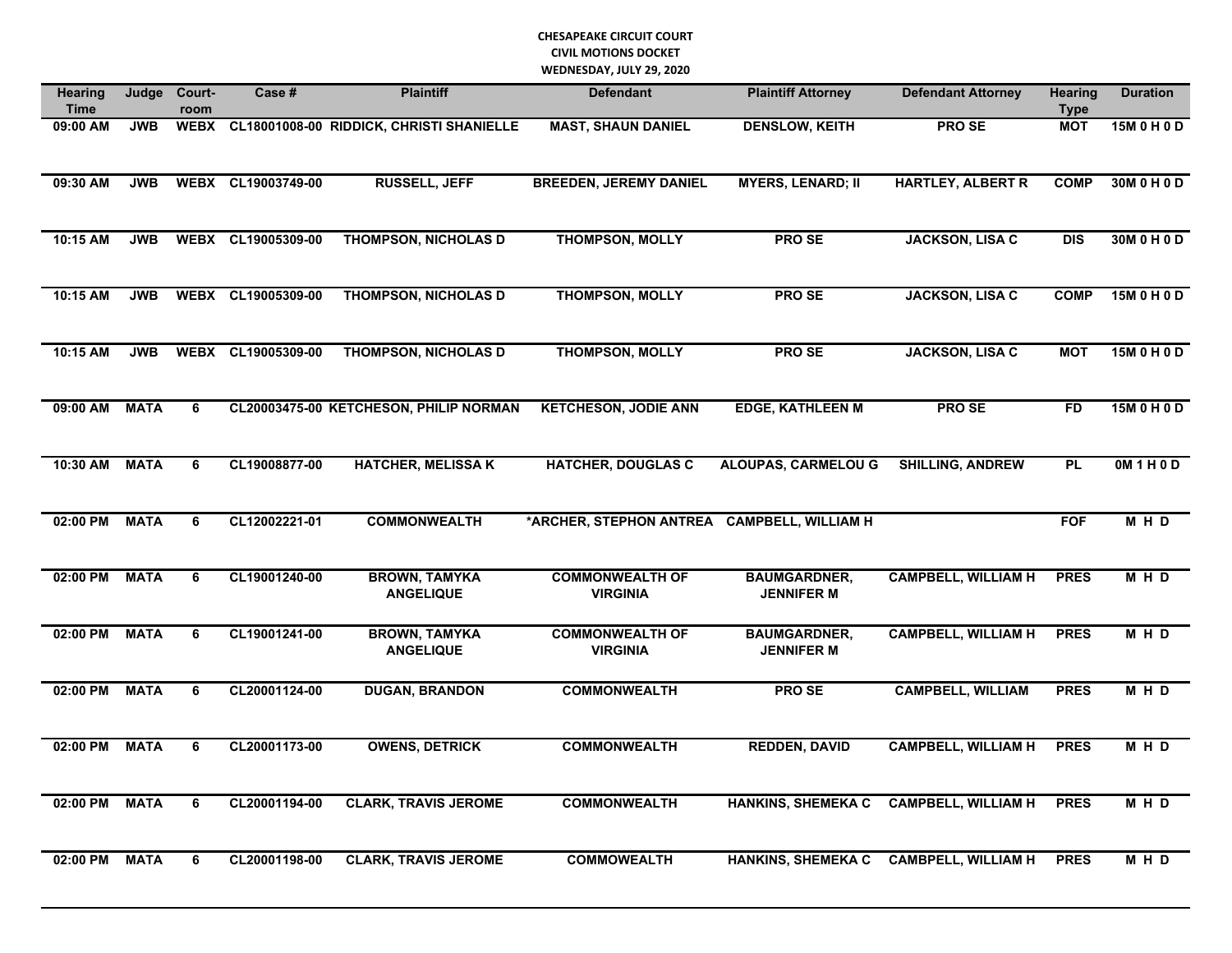**CHESAPEAKE CIRCUIT COURT**
**CIVIL MOTIONS DOCKET**
**WEDNESDAY, JULY 29, 2020**

| Hearing Time | Judge | Court-room | Case # | Plaintiff | Defendant | Plaintiff Attorney | Defendant Attorney | Hearing Type | Duration |
|---|---|---|---|---|---|---|---|---|---|
| 09:00 AM | JWB | WEBX | CL18001008-00 | RIDDICK, CHRISTI SHANIELLE | MAST, SHAUN DANIEL | DENSLOW, KEITH | PRO SE | MOT | 15M 0 H 0 D |
| 09:30 AM | JWB | WEBX | CL19003749-00 | RUSSELL, JEFF | BREEDEN, JEREMY DANIEL | MYERS, LENARD; II | HARTLEY, ALBERT R | COMP | 30M 0 H 0 D |
| 10:15 AM | JWB | WEBX | CL19005309-00 | THOMPSON, NICHOLAS D | THOMPSON, MOLLY | PRO SE | JACKSON, LISA C | DIS | 30M 0 H 0 D |
| 10:15 AM | JWB | WEBX | CL19005309-00 | THOMPSON, NICHOLAS D | THOMPSON, MOLLY | PRO SE | JACKSON, LISA C | COMP | 15M 0 H 0 D |
| 10:15 AM | JWB | WEBX | CL19005309-00 | THOMPSON, NICHOLAS D | THOMPSON, MOLLY | PRO SE | JACKSON, LISA C | MOT | 15M 0 H 0 D |
| 09:00 AM | MATA | 6 | CL20003475-00 | KETCHESON, PHILIP NORMAN | KETCHESON, JODIE ANN | EDGE, KATHLEEN M | PRO SE | FD | 15M 0 H 0 D |
| 10:30 AM | MATA | 6 | CL19008877-00 | HATCHER, MELISSA K | HATCHER, DOUGLAS C | ALOUPAS, CARMELOU G | SHILLING, ANDREW | PL | 0M 1 H 0 D |
| 02:00 PM | MATA | 6 | CL12002221-01 | COMMONWEALTH | *ARCHER, STEPHON ANTREA | CAMPBELL, WILLIAM H | | FOF | M H D |
| 02:00 PM | MATA | 6 | CL19001240-00 | BROWN, TAMYKA ANGELIQUE | COMMONWEALTH OF VIRGINIA | BAUMGARDNER, JENNIFER M | CAMPBELL, WILLIAM H | PRES | M H D |
| 02:00 PM | MATA | 6 | CL19001241-00 | BROWN, TAMYKA ANGELIQUE | COMMONWEALTH OF VIRGINIA | BAUMGARDNER, JENNIFER M | CAMPBELL, WILLIAM H | PRES | M H D |
| 02:00 PM | MATA | 6 | CL20001124-00 | DUGAN, BRANDON | COMMONWEALTH | PRO SE | CAMPBELL, WILLIAM | PRES | M H D |
| 02:00 PM | MATA | 6 | CL20001173-00 | OWENS, DETRICK | COMMONWEALTH | REDDEN, DAVID | CAMPBELL, WILLIAM H | PRES | M H D |
| 02:00 PM | MATA | 6 | CL20001194-00 | CLARK, TRAVIS JEROME | COMMONWEALTH | HANKINS, SHEMEKA C | CAMPBELL, WILLIAM H | PRES | M H D |
| 02:00 PM | MATA | 6 | CL20001198-00 | CLARK, TRAVIS JEROME | COMMOWEALTH | HANKINS, SHEMEKA C | CAMBPELL, WILLIAM H | PRES | M H D |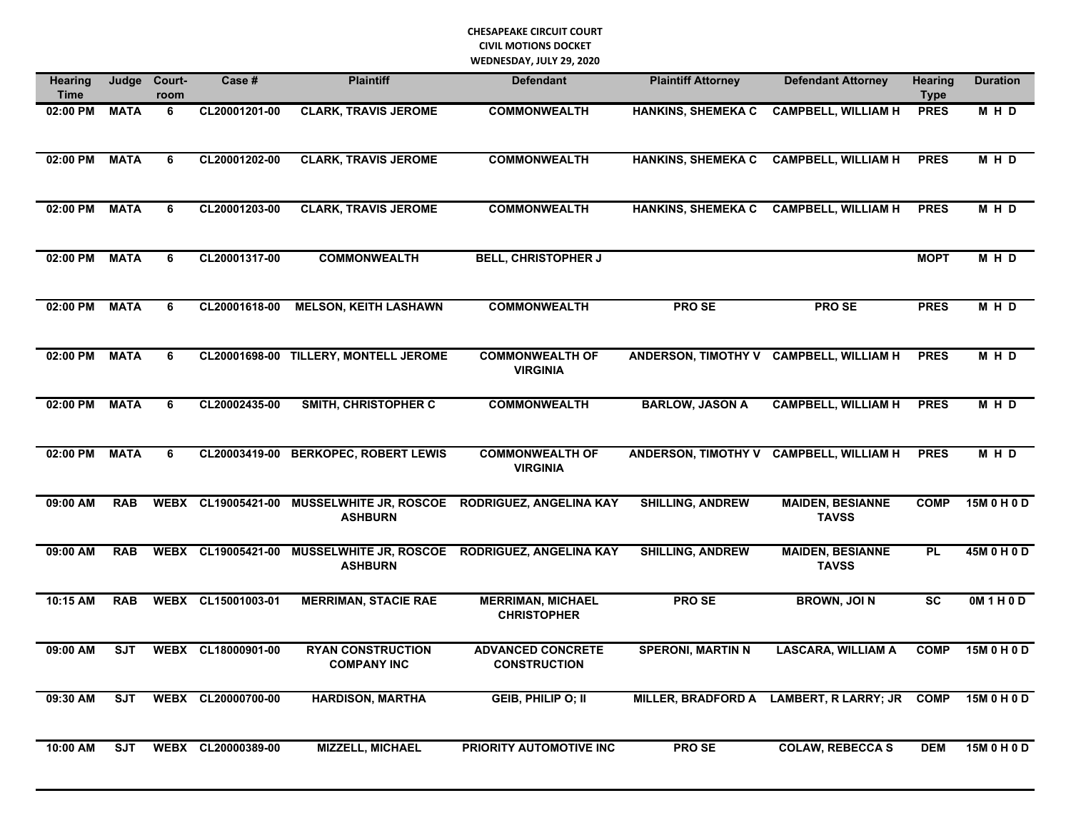**CHESAPEAKE CIRCUIT COURT**
**CIVIL MOTIONS DOCKET**
**WEDNESDAY, JULY 29, 2020**

| Hearing Time | Judge | Court-room | Case # | Plaintiff | Defendant | Plaintiff Attorney | Defendant Attorney | Hearing Type | Duration |
|---|---|---|---|---|---|---|---|---|---|
| 02:00 PM | MATA | 6 | CL20001201-00 | CLARK, TRAVIS JEROME | COMMONWEALTH | HANKINS, SHEMEKA C | CAMPBELL, WILLIAM H | PRES | M H D |
| 02:00 PM | MATA | 6 | CL20001202-00 | CLARK, TRAVIS JEROME | COMMONWEALTH | HANKINS, SHEMEKA C | CAMPBELL, WILLIAM H | PRES | M H D |
| 02:00 PM | MATA | 6 | CL20001203-00 | CLARK, TRAVIS JEROME | COMMONWEALTH | HANKINS, SHEMEKA C | CAMPBELL, WILLIAM H | PRES | M H D |
| 02:00 PM | MATA | 6 | CL20001317-00 | COMMONWEALTH | BELL, CHRISTOPHER J | | | MOPT | M H D |
| 02:00 PM | MATA | 6 | CL20001618-00 | MELSON, KEITH LASHAWN | COMMONWEALTH | PRO SE | PRO SE | PRES | M H D |
| 02:00 PM | MATA | 6 | CL20001698-00 | TILLERY, MONTELL JEROME | COMMONWEALTH OF VIRGINIA | ANDERSON, TIMOTHY V | CAMPBELL, WILLIAM H | PRES | M H D |
| 02:00 PM | MATA | 6 | CL20002435-00 | SMITH, CHRISTOPHER C | COMMONWEALTH | BARLOW, JASON A | CAMPBELL, WILLIAM H | PRES | M H D |
| 02:00 PM | MATA | 6 | CL20003419-00 | BERKOPEC, ROBERT LEWIS | COMMONWEALTH OF VIRGINIA | ANDERSON, TIMOTHY V | CAMPBELL, WILLIAM H | PRES | M H D |
| 09:00 AM | RAB | WEBX | CL19005421-00 | MUSSELWHITE JR, ROSCOE ASHBURN | RODRIGUEZ, ANGELINA KAY | SHILLING, ANDREW | MAIDEN, BESIANNE TAVSS | COMP | 15M 0 H 0 D |
| 09:00 AM | RAB | WEBX | CL19005421-00 | MUSSELWHITE JR, ROSCOE ASHBURN | RODRIGUEZ, ANGELINA KAY | SHILLING, ANDREW | MAIDEN, BESIANNE TAVSS | PL | 45M 0 H 0 D |
| 10:15 AM | RAB | WEBX | CL15001003-01 | MERRIMAN, STACIE RAE | MERRIMAN, MICHAEL CHRISTOPHER | PRO SE | BROWN, JOI N | SC | 0M 1 H 0 D |
| 09:00 AM | SJT | WEBX | CL18000901-00 | RYAN CONSTRUCTION COMPANY INC | ADVANCED CONCRETE CONSTRUCTION | SPERONI, MARTIN N | LASCARA, WILLIAM A | COMP | 15M 0 H 0 D |
| 09:30 AM | SJT | WEBX | CL20000700-00 | HARDISON, MARTHA | GEIB, PHILIP O; II | MILLER, BRADFORD A | LAMBERT, R LARRY; JR | COMP | 15M 0 H 0 D |
| 10:00 AM | SJT | WEBX | CL20000389-00 | MIZZELL, MICHAEL | PRIORITY AUTOMOTIVE INC | PRO SE | COLAW, REBECCA S | DEM | 15M 0 H 0 D |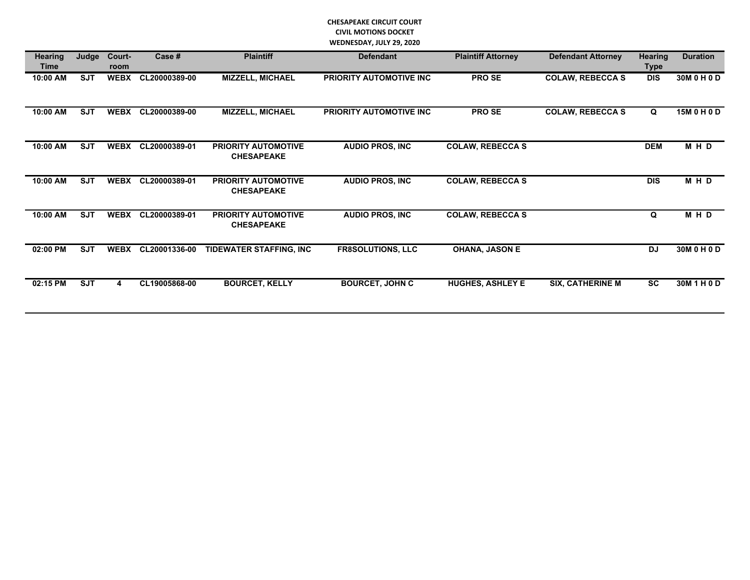**CHESAPEAKE CIRCUIT COURT**
**CIVIL MOTIONS DOCKET**
**WEDNESDAY, JULY 29, 2020**

| Hearing Time | Judge | Court-room | Case # | Plaintiff | Defendant | Plaintiff Attorney | Defendant Attorney | Hearing Type | Duration |
|---|---|---|---|---|---|---|---|---|---|
| 10:00 AM | SJT | WEBX | CL20000389-00 | MIZZELL, MICHAEL | PRIORITY AUTOMOTIVE INC | PRO SE | COLAW, REBECCA S | DIS | 30M 0 H 0 D |
| 10:00 AM | SJT | WEBX | CL20000389-00 | MIZZELL, MICHAEL | PRIORITY AUTOMOTIVE INC | PRO SE | COLAW, REBECCA S | Q | 15M 0 H 0 D |
| 10:00 AM | SJT | WEBX | CL20000389-01 | PRIORITY AUTOMOTIVE CHESAPEAKE | AUDIO PROS, INC | COLAW, REBECCA S | | DEM | M H D |
| 10:00 AM | SJT | WEBX | CL20000389-01 | PRIORITY AUTOMOTIVE CHESAPEAKE | AUDIO PROS, INC | COLAW, REBECCA S | | DIS | M H D |
| 10:00 AM | SJT | WEBX | CL20000389-01 | PRIORITY AUTOMOTIVE CHESAPEAKE | AUDIO PROS, INC | COLAW, REBECCA S | | Q | M H D |
| 02:00 PM | SJT | WEBX | CL20001336-00 | TIDEWATER STAFFING, INC | FR8SOLUTIONS, LLC | OHANA, JASON E | | DJ | 30M 0 H 0 D |
| 02:15 PM | SJT | 4 | CL19005868-00 | BOURCET, KELLY | BOURCET, JOHN C | HUGHES, ASHLEY E | SIX, CATHERINE M | SC | 30M 1 H 0 D |